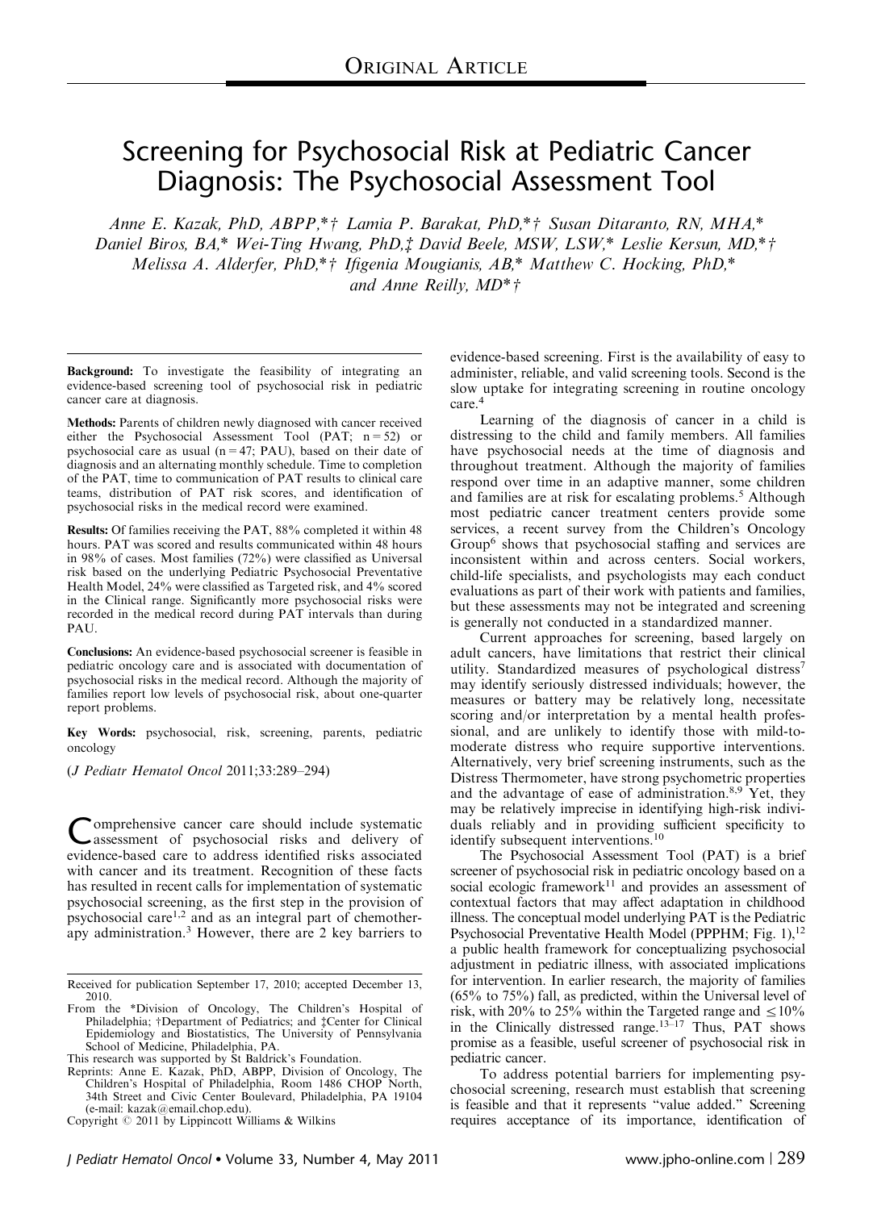ORIGINAL ARTICLE

# Screening for Psychosocial Risk at Pediatric Cancer Diagnosis: The Psychosocial Assessment Tool

*Anne E. Kazak, PhD, ABPP,\*† Lamia P. Barakat, PhD,\*† Susan Ditaranto, RN, MHA,\* Daniel Biros, BA,\* Wei-Ting Hwang, PhD,‡ David Beele, MSW, LSW,\* Leslie Kersun, MD,\*† Melissa A. Alderfer, PhD,\*† Ifigenia Mougianis, AB,\* Matthew C. Hocking, PhD,\* and Anne Reilly, MD\*†*

**Background:** To investigate the feasibility of integrating an evidence-based screening tool of psychosocial risk in pediatric cancer care at diagnosis.

**Methods:** Parents of children newly diagnosed with cancer received either the Psychosocial Assessment Tool (PAT; n = 52) or psychosocial care as usual (n = 47; PAU), based on their date of diagnosis and an alternating monthly schedule. Time to completion of the PAT, time to communication of PAT results to clinical care teams, distribution of PAT risk scores, and identification of psychosocial risks in the medical record were examined.

**Results:** Of families receiving the PAT, 88% completed it within 48 hours. PAT was scored and results communicated within 48 hours in 98% of cases. Most families (72%) were classified as Universal risk based on the underlying Pediatric Psychosocial Preventative Health Model, 24% were classified as Targeted risk, and 4% scored in the Clinical range. Significantly more psychosocial risks were recorded in the medical record during PAT intervals than during PAU.

**Conclusions:** An evidence-based psychosocial screener is feasible in pediatric oncology care and is associated with documentation of psychosocial risks in the medical record. Although the majority of families report low levels of psychosocial risk, about one-quarter report problems.

**Key Words:** psychosocial, risk, screening, parents, pediatric oncology

(*J Pediatr Hematol Oncol* 2011;33:289–294)

Comprehensive cancer care should include systematic assessment of psychosocial risks and delivery of evidence-based care to address identified risks associated with cancer and its treatment. Recognition of these facts has resulted in recent calls for implementation of systematic psychosocial screening, as the first step in the provision of psychosocial care[1,2] and as an integral part of chemotherapy administration.[3] However, there are 2 key barriers to evidence-based screening. First is the availability of easy to administer, reliable, and valid screening tools. Second is the slow uptake for integrating screening in routine oncology care.[4]

Learning of the diagnosis of cancer in a child is distressing to the child and family members. All families have psychosocial needs at the time of diagnosis and throughout treatment. Although the majority of families respond over time in an adaptive manner, some children and families are at risk for escalating problems.[5] Although most pediatric cancer treatment centers provide some services, a recent survey from the Children's Oncology Group[6] shows that psychosocial staffing and services are inconsistent within and across centers. Social workers, child-life specialists, and psychologists may each conduct evaluations as part of their work with patients and families, but these assessments may not be integrated and screening is generally not conducted in a standardized manner.

Current approaches for screening, based largely on adult cancers, have limitations that restrict their clinical utility. Standardized measures of psychological distress[7] may identify seriously distressed individuals; however, the measures or battery may be relatively long, necessitate scoring and/or interpretation by a mental health professional, and are unlikely to identify those with mild-to-moderate distress who require supportive interventions. Alternatively, very brief screening instruments, such as the Distress Thermometer, have strong psychometric properties and the advantage of ease of administration.[8,9] Yet, they may be relatively imprecise in identifying high-risk individuals reliably and in providing sufficient specificity to identify subsequent interventions.[10]

The Psychosocial Assessment Tool (PAT) is a brief screener of psychosocial risk in pediatric oncology based on a social ecologic framework[11] and provides an assessment of contextual factors that may affect adaptation in childhood illness. The conceptual model underlying PAT is the Pediatric Psychosocial Preventative Health Model (PPPHM; Fig. 1),[12] a public health framework for conceptualizing psychosocial adjustment in pediatric illness, with associated implications for intervention. In earlier research, the majority of families (65% to 75%) fall, as predicted, within the Universal level of risk, with 20% to 25% within the Targeted range and ≤10% in the Clinically distressed range.[13–17] Thus, PAT shows promise as a feasible, useful screener of psychosocial risk in pediatric cancer.

To address potential barriers for implementing psychosocial screening, research must establish that screening is feasible and that it represents "value added." Screening requires acceptance of its importance, identification of

Received for publication September 17, 2010; accepted December 13, 2010.

From the \*Division of Oncology, The Children's Hospital of Philadelphia; †Department of Pediatrics; and ‡Center for Clinical Epidemiology and Biostatistics, The University of Pennsylvania School of Medicine, Philadelphia, PA.

This research was supported by St Baldrick's Foundation.

Reprints: Anne E. Kazak, PhD, ABPP, Division of Oncology, The Children's Hospital of Philadelphia, Room 1486 CHOP North, 34th Street and Civic Center Boulevard, Philadelphia, PA 19104 (e-mail: kazak@email.chop.edu).

Copyright © 2011 by Lippincott Williams & Wilkins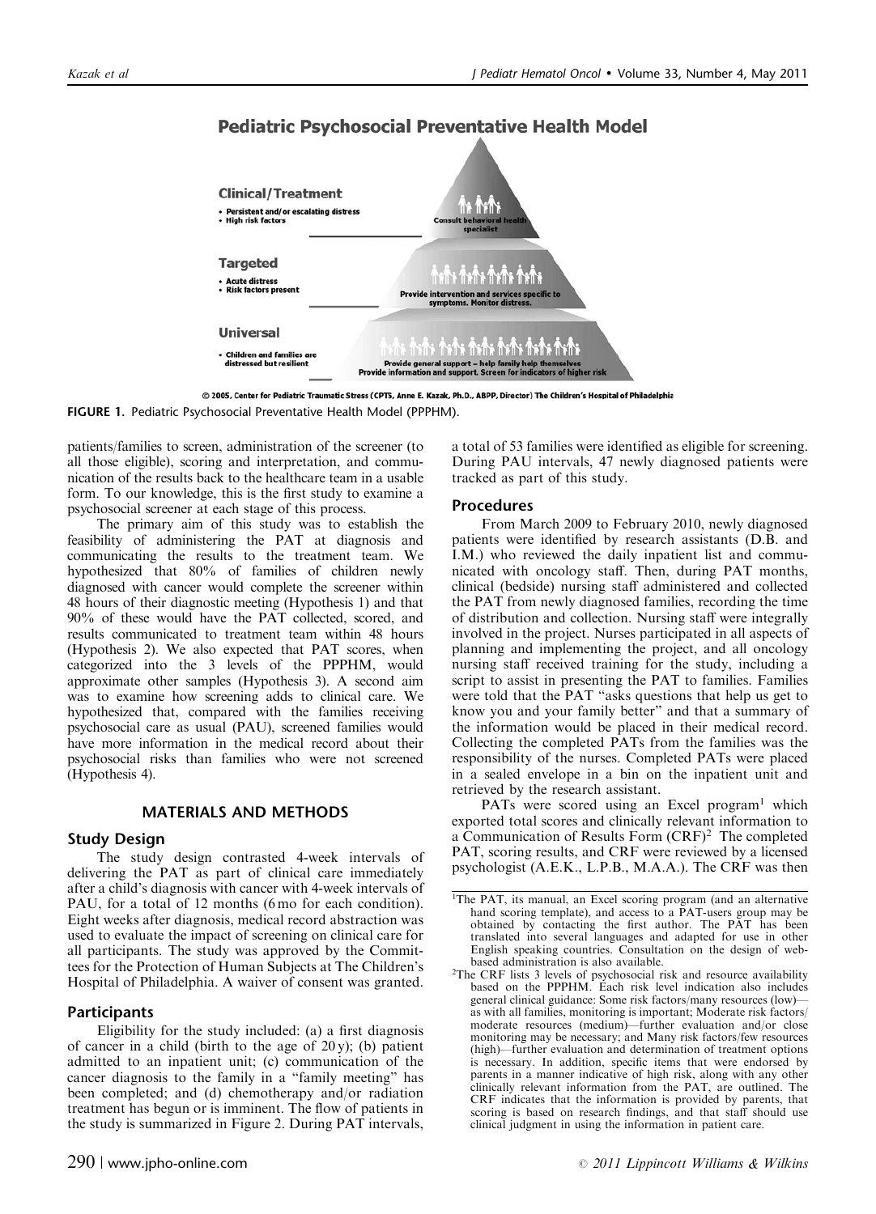Pediatric Psychosocial Preventative Health Model

Clinical/Treatment

- Persistent and/or escalating distress
- High risk factors

Consult behavioral health specialist

Targeted

- Acute distress
- Risk factors present

Provide intervention and services specific to symptoms. Monitor distress.

Universal

- Children and families are distressed but resilient

Provide general support – help family help themselves
Provide information and support. Screen for indicators of higher risk

© 2005, Center for Pediatric Traumatic Stress (CPTS, Anne E. Kazak, Ph.D., ABPP, Director) The Children's Hospital of Philadelphia

**FIGURE 1.** Pediatric Psychosocial Preventative Health Model (PPPHM).

patients/families to screen, administration of the screener (to all those eligible), scoring and interpretation, and communication of the results back to the healthcare team in a usable form. To our knowledge, this is the first study to examine a psychosocial screener at each stage of this process.

The primary aim of this study was to establish the feasibility of administering the PAT at diagnosis and communicating the results to the treatment team. We hypothesized that 80% of families of children newly diagnosed with cancer would complete the screener within 48 hours of their diagnostic meeting (Hypothesis 1) and that 90% of these would have the PAT collected, scored, and results communicated to treatment team within 48 hours (Hypothesis 2). We also expected that PAT scores, when categorized into the 3 levels of the PPPHM, would approximate other samples (Hypothesis 3). A second aim was to examine how screening adds to clinical care. We hypothesized that, compared with the families receiving psychosocial care as usual (PAU), screened families would have more information in the medical record about their psychosocial risks than families who were not screened (Hypothesis 4).

## MATERIALS AND METHODS

### Study Design

The study design contrasted 4-week intervals of delivering the PAT as part of clinical care immediately after a child's diagnosis with cancer with 4-week intervals of PAU, for a total of 12 months (6 mo for each condition). Eight weeks after diagnosis, medical record abstraction was used to evaluate the impact of screening on clinical care for all participants. The study was approved by the Committees for the Protection of Human Subjects at The Children's Hospital of Philadelphia. A waiver of consent was granted.

### Participants

Eligibility for the study included: (a) a first diagnosis of cancer in a child (birth to the age of 20 y); (b) patient admitted to an inpatient unit; (c) communication of the cancer diagnosis to the family in a "family meeting" has been completed; and (d) chemotherapy and/or radiation treatment has begun or is imminent. The flow of patients in the study is summarized in Figure 2. During PAT intervals, a total of 53 families were identified as eligible for screening. During PAU intervals, 47 newly diagnosed patients were tracked as part of this study.

### Procedures

From March 2009 to February 2010, newly diagnosed patients were identified by research assistants (D.B. and I.M.) who reviewed the daily inpatient list and communicated with oncology staff. Then, during PAT months, clinical (bedside) nursing staff administered and collected the PAT from newly diagnosed families, recording the time of distribution and collection. Nursing staff were integrally involved in the project. Nurses participated in all aspects of planning and implementing the project, and all oncology nursing staff received training for the study, including a script to assist in presenting the PAT to families. Families were told that the PAT "asks questions that help us get to know you and your family better" and that a summary of the information would be placed in their medical record. Collecting the completed PATs from the families was the responsibility of the nurses. Completed PATs were placed in a sealed envelope in a bin on the inpatient unit and retrieved by the research assistant.

PATs were scored using an Excel program[1] which exported total scores and clinically relevant information to a Communication of Results Form (CRF)[2] The completed PAT, scoring results, and CRF were reviewed by a licensed psychologist (A.E.K., L.P.B., M.A.A.). The CRF was then

[1]The PAT, its manual, an Excel scoring program (and an alternative hand scoring template), and access to a PAT-users group may be obtained by contacting the first author. The PAT has been translated into several languages and adapted for use in other English speaking countries. Consultation on the design of web-based administration is also available.

[2]The CRF lists 3 levels of psychosocial risk and resource availability based on the PPPHM. Each risk level indication also includes general clinical guidance: Some risk factors/many resources (low)—as with all families, monitoring is important; Moderate risk factors/moderate resources (medium)—further evaluation and/or close monitoring may be necessary; and Many risk factors/few resources (high)—further evaluation and determination of treatment options is necessary. In addition, specific items that were endorsed by parents in a manner indicative of high risk, along with any other clinically relevant information from the PAT, are outlined. The CRF indicates that the information is provided by parents, that scoring is based on research findings, and that staff should use clinical judgment in using the information in patient care.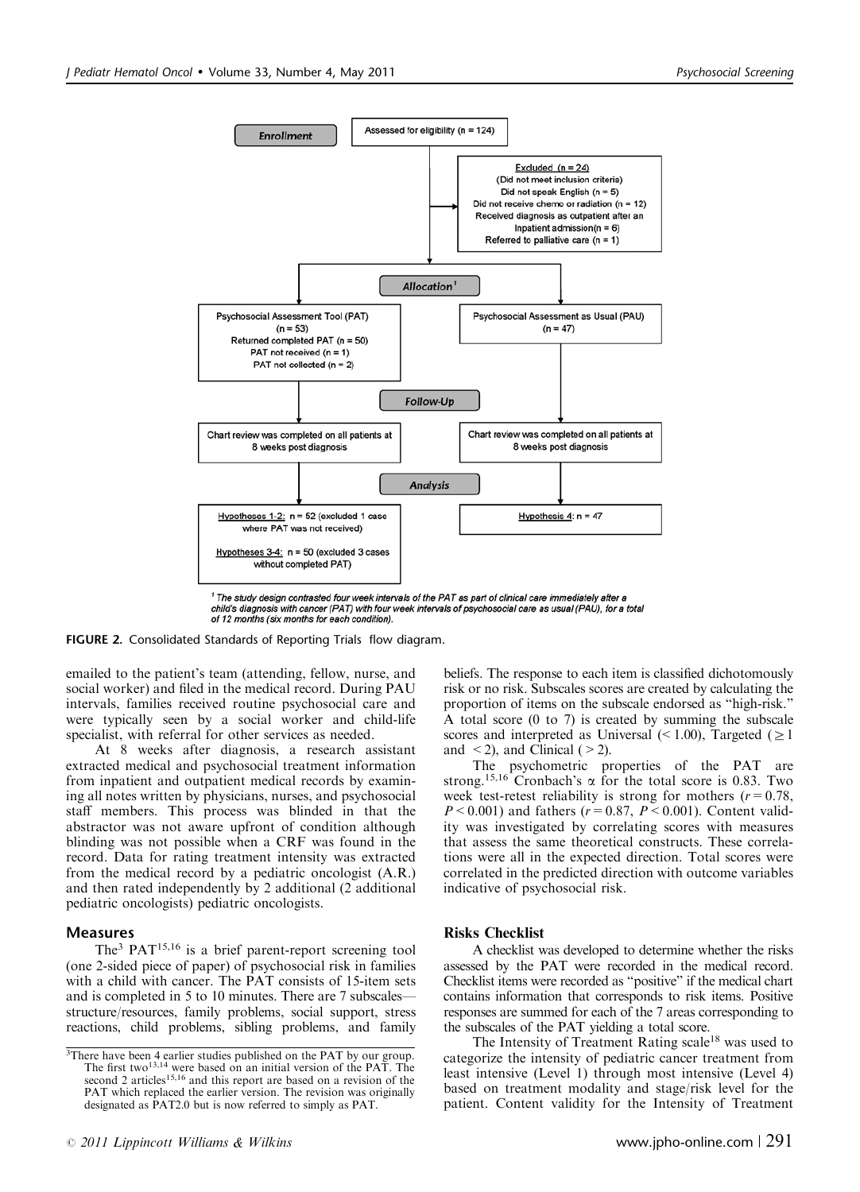FIGURE 2. Consolidated Standards of Reporting Trials flow diagram.

emailed to the patient's team (attending, fellow, nurse, and social worker) and filed in the medical record. During PAU intervals, families received routine psychosocial care and were typically seen by a social worker and child-life specialist, with referral for other services as needed.

At 8 weeks after diagnosis, a research assistant extracted medical and psychosocial treatment information from inpatient and outpatient medical records by examining all notes written by physicians, nurses, and psychosocial staff members. This process was blinded in that the abstractor was not aware upfront of condition although blinding was not possible when a CRF was found in the record. Data for rating treatment intensity was extracted from the medical record by a pediatric oncologist (A.R.) and then rated independently by 2 additional (2 additional pediatric oncologists) pediatric oncologists.

## Measures

The[3] PAT[15,16] is a brief parent-report screening tool (one 2-sided piece of paper) of psychosocial risk in families with a child with cancer. The PAT consists of 15-item sets and is completed in 5 to 10 minutes. There are 7 subscales—structure/resources, family problems, social support, stress reactions, child problems, sibling problems, and family beliefs. The response to each item is classified dichotomously risk or no risk. Subscales scores are created by calculating the proportion of items on the subscale endorsed as "high-risk." A total score (0 to 7) is created by summing the subscale scores and interpreted as Universal (< 1.00), Targeted ($\geq 1$ and $< 2$), and Clinical ($> 2$).

The psychometric properties of the PAT are strong.[15,16] Cronbach's $\alpha$ for the total score is 0.83. Two week test-retest reliability is strong for mothers ($r = 0.78$, $P < 0.001$) and fathers ($r = 0.87$, $P < 0.001$). Content validity was investigated by correlating scores with measures that assess the same theoretical constructs. These correlations were all in the expected direction. Total scores were correlated in the predicted direction with outcome variables indicative of psychosocial risk.

### Risks Checklist

A checklist was developed to determine whether the risks assessed by the PAT were recorded in the medical record. Checklist items were recorded as "positive" if the medical chart contains information that corresponds to risk items. Positive responses are summed for each of the 7 areas corresponding to the subscales of the PAT yielding a total score.

The Intensity of Treatment Rating scale[18] was used to categorize the intensity of pediatric cancer treatment from least intensive (Level 1) through most intensive (Level 4) based on treatment modality and stage/risk level for the patient. Content validity for the Intensity of Treatment

[3]There have been 4 earlier studies published on the PAT by our group. The first two[13,14] were based on an initial version of the PAT. The second 2 articles[15,16] and this report are based on a revision of the PAT which replaced the earlier version. The revision was originally designated as PAT2.0 but is now referred to simply as PAT.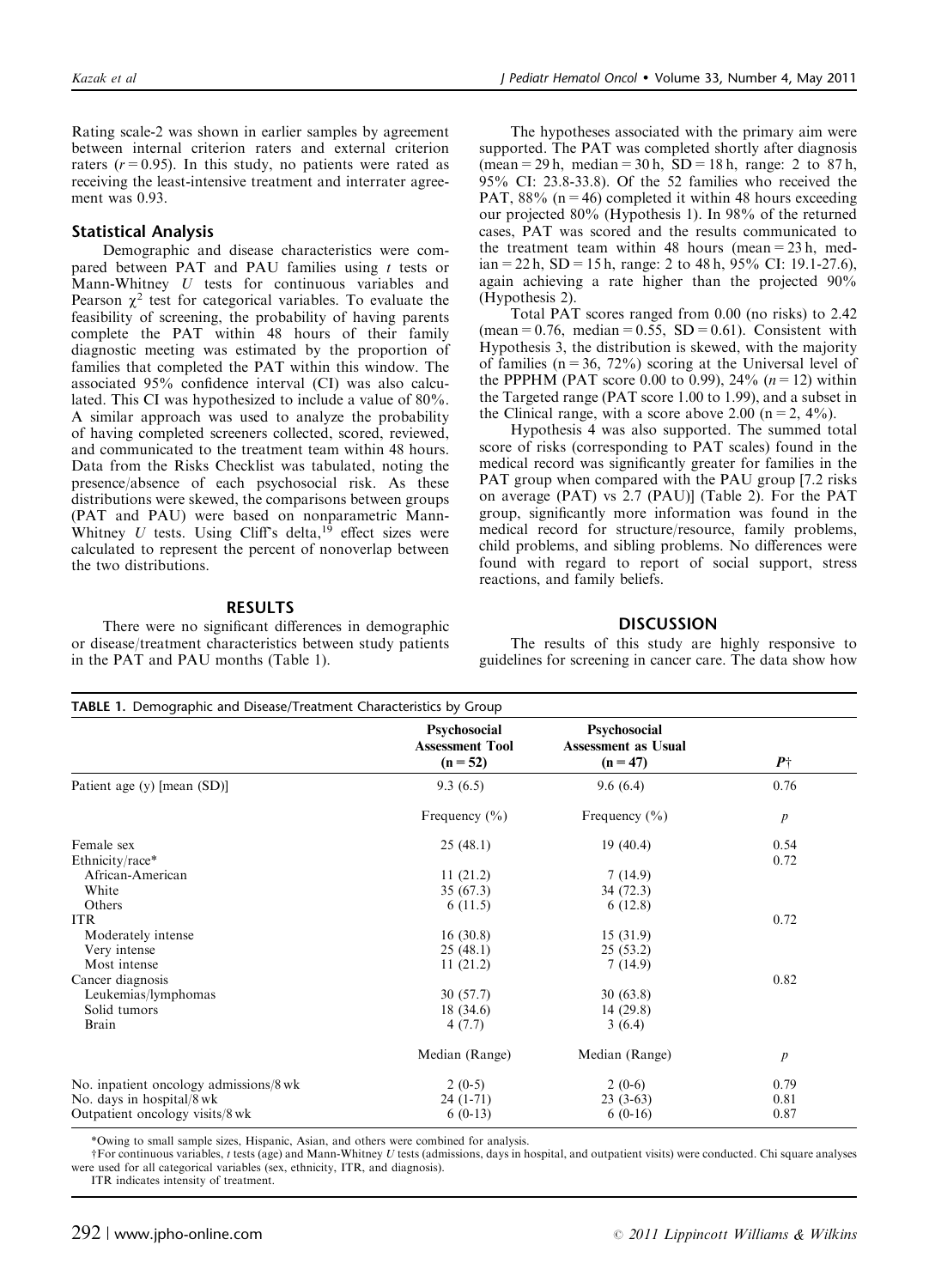Rating scale-2 was shown in earlier samples by agreement between internal criterion raters and external criterion raters ($r = 0.95$). In this study, no patients were rated as receiving the least-intensive treatment and interrater agreement was 0.93.

### Statistical Analysis

Demographic and disease characteristics were compared between PAT and PAU families using *t* tests or Mann-Whitney *U* tests for continuous variables and Pearson $\chi^2$ test for categorical variables. To evaluate the feasibility of screening, the probability of having parents complete the PAT within 48 hours of their family diagnostic meeting was estimated by the proportion of families that completed the PAT within this window. The associated 95% confidence interval (CI) was also calculated. This CI was hypothesized to include a value of 80%. A similar approach was used to analyze the probability of having completed screeners collected, scored, reviewed, and communicated to the treatment team within 48 hours. Data from the Risks Checklist was tabulated, noting the presence/absence of each psychosocial risk. As these distributions were skewed, the comparisons between groups (PAT and PAU) were based on nonparametric Mann-Whitney *U* tests. Using Cliff's delta,[19] effect sizes were calculated to represent the percent of nonoverlap between the two distributions.

## RESULTS

There were no significant differences in demographic or disease/treatment characteristics between study patients in the PAT and PAU months (Table 1).

The hypotheses associated with the primary aim were supported. The PAT was completed shortly after diagnosis (mean = 29 h, median = 30 h, SD = 18 h, range: 2 to 87 h, 95% CI: 23.8-33.8). Of the 52 families who received the PAT, 88% (n = 46) completed it within 48 hours exceeding our projected 80% (Hypothesis 1). In 98% of the returned cases, PAT was scored and the results communicated to the treatment team within 48 hours (mean = 23 h, median = 22 h, SD = 15 h, range: 2 to 48 h, 95% CI: 19.1-27.6), again achieving a rate higher than the projected 90% (Hypothesis 2).

Total PAT scores ranged from 0.00 (no risks) to 2.42 (mean = 0.76, median = 0.55, SD = 0.61). Consistent with Hypothesis 3, the distribution is skewed, with the majority of families (n = 36, 72%) scoring at the Universal level of the PPPHM (PAT score 0.00 to 0.99), 24% (*n* = 12) within the Targeted range (PAT score 1.00 to 1.99), and a subset in the Clinical range, with a score above 2.00 (n = 2, 4%).

Hypothesis 4 was also supported. The summed total score of risks (corresponding to PAT scales) found in the medical record was significantly greater for families in the PAT group when compared with the PAU group [7.2 risks on average (PAT) vs 2.7 (PAU)] (Table 2). For the PAT group, significantly more information was found in the medical record for structure/resource, family problems, child problems, and sibling problems. No differences were found with regard to report of social support, stress reactions, and family beliefs.

## DISCUSSION

The results of this study are highly responsive to guidelines for screening in cancer care. The data show how

**TABLE 1.** Demographic and Disease/Treatment Characteristics by Group

| | Psychosocial Assessment Tool (n = 52) | Psychosocial Assessment as Usual (n = 47) | *P*† |
|---|---|---|---|
| Patient age (y) [mean (SD)] | 9.3 (6.5) | 9.6 (6.4) | 0.76 |
| | Frequency (%) | Frequency (%) | *p* |
| Female sex | 25 (48.1) | 19 (40.4) | 0.54 |
| Ethnicity/race* | | | 0.72 |
| African-American | 11 (21.2) | 7 (14.9) | |
| White | 35 (67.3) | 34 (72.3) | |
| Others | 6 (11.5) | 6 (12.8) | |
| ITR | | | 0.72 |
| Moderately intense | 16 (30.8) | 15 (31.9) | |
| Very intense | 25 (48.1) | 25 (53.2) | |
| Most intense | 11 (21.2) | 7 (14.9) | |
| Cancer diagnosis | | | 0.82 |
| Leukemias/lymphomas | 30 (57.7) | 30 (63.8) | |
| Solid tumors | 18 (34.6) | 14 (29.8) | |
| Brain | 4 (7.7) | 3 (6.4) | |
| | Median (Range) | Median (Range) | *p* |
| No. inpatient oncology admissions/8 wk | 2 (0-5) | 2 (0-6) | 0.79 |
| No. days in hospital/8 wk | 24 (1-71) | 23 (3-63) | 0.81 |
| Outpatient oncology visits/8 wk | 6 (0-13) | 6 (0-16) | 0.87 |

*Owing to small sample sizes, Hispanic, Asian, and others were combined for analysis.

†For continuous variables, *t* tests (age) and Mann-Whitney *U* tests (admissions, days in hospital, and outpatient visits) were conducted. Chi square analyses were used for all categorical variables (sex, ethnicity, ITR, and diagnosis).

ITR indicates intensity of treatment.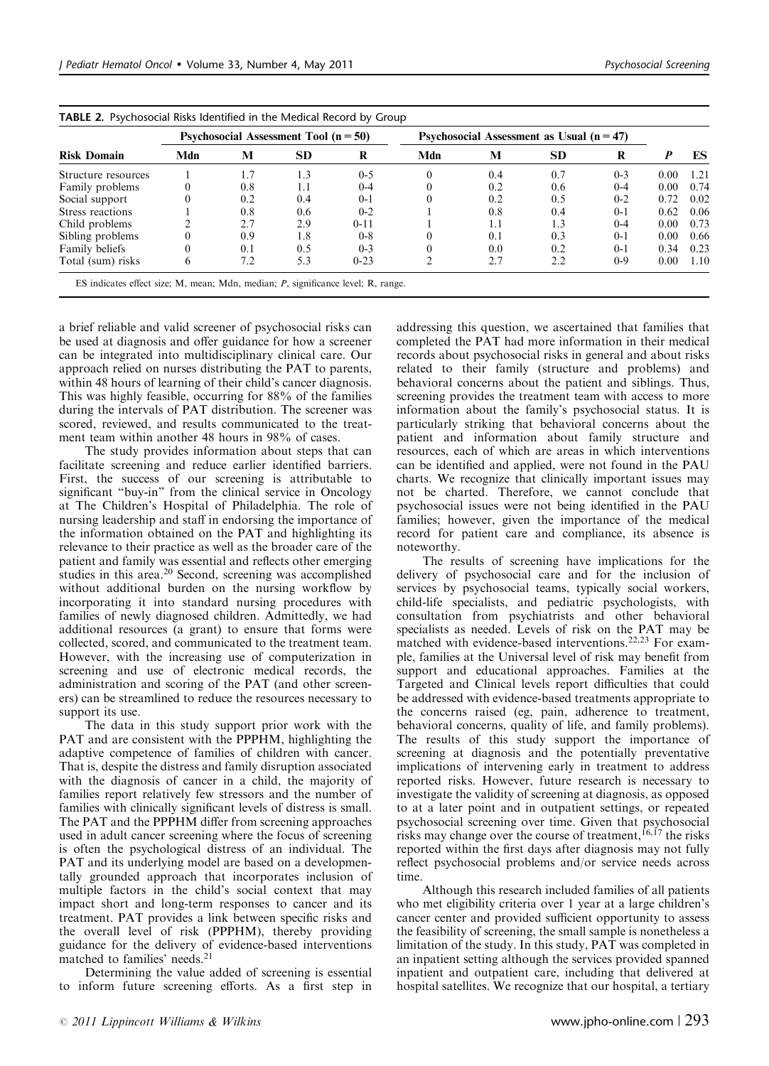**TABLE 2.** Psychosocial Risks Identified in the Medical Record by Group

| Risk Domain | Psychosocial Assessment Tool (n = 50) | | | | Psychosocial Assessment as Usual (n = 47) | | | | | |
|---|---|---|---|---|---|---|---|---|---|---|
| | Mdn | M | SD | R | Mdn | M | SD | R | *P* | ES |
| Structure resources | 1 | 1.7 | 1.3 | 0-5 | 0 | 0.4 | 0.7 | 0-3 | 0.00 | 1.21 |
| Family problems | 0 | 0.8 | 1.1 | 0-4 | 0 | 0.2 | 0.6 | 0-4 | 0.00 | 0.74 |
| Social support | 0 | 0.2 | 0.4 | 0-1 | 0 | 0.2 | 0.5 | 0-2 | 0.72 | 0.02 |
| Stress reactions | 1 | 0.8 | 0.6 | 0-2 | 1 | 0.8 | 0.4 | 0-1 | 0.62 | 0.06 |
| Child problems | 2 | 2.7 | 2.9 | 0-11 | 1 | 1.1 | 1.3 | 0-4 | 0.00 | 0.73 |
| Sibling problems | 0 | 0.9 | 1.8 | 0-8 | 0 | 0.1 | 0.3 | 0-1 | 0.00 | 0.66 |
| Family beliefs | 0 | 0.1 | 0.5 | 0-3 | 0 | 0.0 | 0.2 | 0-1 | 0.34 | 0.23 |
| Total (sum) risks | 6 | 7.2 | 5.3 | 0-23 | 2 | 2.7 | 2.2 | 0-9 | 0.00 | 1.10 |

ES indicates effect size; M, mean; Mdn, median; *P*, significance level; R, range.

a brief reliable and valid screener of psychosocial risks can be used at diagnosis and offer guidance for how a screener can be integrated into multidisciplinary clinical care. Our approach relied on nurses distributing the PAT to parents, within 48 hours of learning of their child's cancer diagnosis. This was highly feasible, occurring for 88% of the families during the intervals of PAT distribution. The screener was scored, reviewed, and results communicated to the treatment team within another 48 hours in 98% of cases.

The study provides information about steps that can facilitate screening and reduce earlier identified barriers. First, the success of our screening is attributable to significant "buy-in" from the clinical service in Oncology at The Children's Hospital of Philadelphia. The role of nursing leadership and staff in endorsing the importance of the information obtained on the PAT and highlighting its relevance to their practice as well as the broader care of the patient and family was essential and reflects other emerging studies in this area.[20] Second, screening was accomplished without additional burden on the nursing workflow by incorporating it into standard nursing procedures with families of newly diagnosed children. Admittedly, we had additional resources (a grant) to ensure that forms were collected, scored, and communicated to the treatment team. However, with the increasing use of computerization in screening and use of electronic medical records, the administration and scoring of the PAT (and other screeners) can be streamlined to reduce the resources necessary to support its use.

The data in this study support prior work with the PAT and are consistent with the PPPHM, highlighting the adaptive competence of families of children with cancer. That is, despite the distress and family disruption associated with the diagnosis of cancer in a child, the majority of families report relatively few stressors and the number of families with clinically significant levels of distress is small. The PAT and the PPPHM differ from screening approaches used in adult cancer screening where the focus of screening is often the psychological distress of an individual. The PAT and its underlying model are based on a developmentally grounded approach that incorporates inclusion of multiple factors in the child's social context that may impact short and long-term responses to cancer and its treatment. PAT provides a link between specific risks and the overall level of risk (PPPHM), thereby providing guidance for the delivery of evidence-based interventions matched to families' needs.[21]

Determining the value added of screening is essential to inform future screening efforts. As a first step in addressing this question, we ascertained that families that completed the PAT had more information in their medical records about psychosocial risks in general and about risks related to their family (structure and problems) and behavioral concerns about the patient and siblings. Thus, screening provides the treatment team with access to more information about the family's psychosocial status. It is particularly striking that behavioral concerns about the patient and information about family structure and resources, each of which are areas in which interventions can be identified and applied, were not found in the PAU charts. We recognize that clinically important issues may not be charted. Therefore, we cannot conclude that psychosocial issues were not being identified in the PAU families; however, given the importance of the medical record for patient care and compliance, its absence is noteworthy.

The results of screening have implications for the delivery of psychosocial care and for the inclusion of services by psychosocial teams, typically social workers, child-life specialists, and pediatric psychologists, with consultation from psychiatrists and other behavioral specialists as needed. Levels of risk on the PAT may be matched with evidence-based interventions.[22,23] For example, families at the Universal level of risk may benefit from support and educational approaches. Families at the Targeted and Clinical levels report difficulties that could be addressed with evidence-based treatments appropriate to the concerns raised (eg, pain, adherence to treatment, behavioral concerns, quality of life, and family problems). The results of this study support the importance of screening at diagnosis and the potentially preventative implications of intervening early in treatment to address reported risks. However, future research is necessary to investigate the validity of screening at diagnosis, as opposed to at a later point and in outpatient settings, or repeated psychosocial screening over time. Given that psychosocial risks may change over the course of treatment,[16,17] the risks reported within the first days after diagnosis may not fully reflect psychosocial problems and/or service needs across time.

Although this research included families of all patients who met eligibility criteria over 1 year at a large children's cancer center and provided sufficient opportunity to assess the feasibility of screening, the small sample is nonetheless a limitation of the study. In this study, PAT was completed in an inpatient setting although the services provided spanned inpatient and outpatient care, including that delivered at hospital satellites. We recognize that our hospital, a tertiary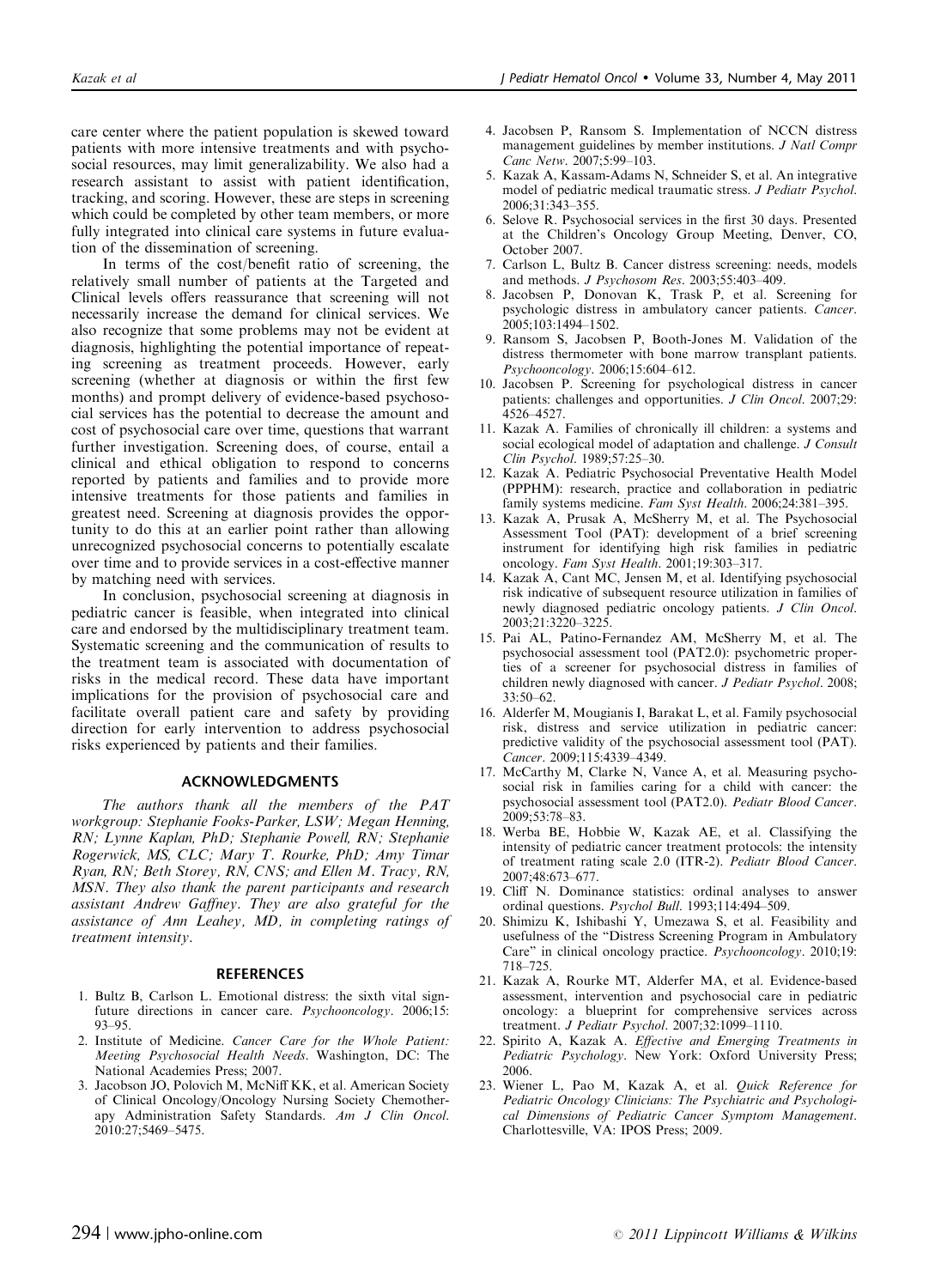care center where the patient population is skewed toward patients with more intensive treatments and with psychosocial resources, may limit generalizability. We also had a research assistant to assist with patient identification, tracking, and scoring. However, these are steps in screening which could be completed by other team members, or more fully integrated into clinical care systems in future evaluation of the dissemination of screening.

In terms of the cost/benefit ratio of screening, the relatively small number of patients at the Targeted and Clinical levels offers reassurance that screening will not necessarily increase the demand for clinical services. We also recognize that some problems may not be evident at diagnosis, highlighting the potential importance of repeating screening as treatment proceeds. However, early screening (whether at diagnosis or within the first few months) and prompt delivery of evidence-based psychosocial services has the potential to decrease the amount and cost of psychosocial care over time, questions that warrant further investigation. Screening does, of course, entail a clinical and ethical obligation to respond to concerns reported by patients and families and to provide more intensive treatments for those patients and families in greatest need. Screening at diagnosis provides the opportunity to do this at an earlier point rather than allowing unrecognized psychosocial concerns to potentially escalate over time and to provide services in a cost-effective manner by matching need with services.

In conclusion, psychosocial screening at diagnosis in pediatric cancer is feasible, when integrated into clinical care and endorsed by the multidisciplinary treatment team. Systematic screening and the communication of results to the treatment team is associated with documentation of risks in the medical record. These data have important implications for the provision of psychosocial care and facilitate overall patient care and safety by providing direction for early intervention to address psychosocial risks experienced by patients and their families.

## ACKNOWLEDGMENTS

*The authors thank all the members of the PAT workgroup: Stephanie Fooks-Parker, LSW; Megan Henning, RN; Lynne Kaplan, PhD; Stephanie Powell, RN; Stephanie Rogerwick, MS, CLC; Mary T. Rourke, PhD; Amy Timar Ryan, RN; Beth Storey, RN, CNS; and Ellen M. Tracy, RN, MSN. They also thank the parent participants and research assistant Andrew Gaffney. They are also grateful for the assistance of Ann Leahey, MD, in completing ratings of treatment intensity.*

## REFERENCES

1. Bultz B, Carlson L. Emotional distress: the sixth vital sign-future directions in cancer care. *Psychooncology*. 2006;15: 93–95.
2. Institute of Medicine. *Cancer Care for the Whole Patient: Meeting Psychosocial Health Needs*. Washington, DC: The National Academies Press; 2007.
3. Jacobson JO, Polovich M, McNiff KK, et al. American Society of Clinical Oncology/Oncology Nursing Society Chemotherapy Administration Safety Standards. *Am J Clin Oncol*. 2010:27;5469–5475.
4. Jacobsen P, Ransom S. Implementation of NCCN distress management guidelines by member institutions. *J Natl Compr Canc Netw*. 2007;5:99–103.
5. Kazak A, Kassam-Adams N, Schneider S, et al. An integrative model of pediatric medical traumatic stress. *J Pediatr Psychol*. 2006;31:343–355.
6. Selove R. Psychosocial services in the first 30 days. Presented at the Children's Oncology Group Meeting, Denver, CO, October 2007.
7. Carlson L, Bultz B. Cancer distress screening: needs, models and methods. *J Psychosom Res*. 2003;55:403–409.
8. Jacobsen P, Donovan K, Trask P, et al. Screening for psychologic distress in ambulatory cancer patients. *Cancer*. 2005;103:1494–1502.
9. Ransom S, Jacobsen P, Booth-Jones M. Validation of the distress thermometer with bone marrow transplant patients. *Psychooncology*. 2006;15:604–612.
10. Jacobsen P. Screening for psychological distress in cancer patients: challenges and opportunities. *J Clin Oncol*. 2007;29: 4526–4527.
11. Kazak A. Families of chronically ill children: a systems and social ecological model of adaptation and challenge. *J Consult Clin Psychol*. 1989;57:25–30.
12. Kazak A. Pediatric Psychosocial Preventative Health Model (PPPHM): research, practice and collaboration in pediatric family systems medicine. *Fam Syst Health*. 2006;24:381–395.
13. Kazak A, Prusak A, McSherry M, et al. The Psychosocial Assessment Tool (PAT): development of a brief screening instrument for identifying high risk families in pediatric oncology. *Fam Syst Health*. 2001;19:303–317.
14. Kazak A, Cant MC, Jensen M, et al. Identifying psychosocial risk indicative of subsequent resource utilization in families of newly diagnosed pediatric oncology patients. *J Clin Oncol*. 2003;21:3220–3225.
15. Pai AL, Patino-Fernandez AM, McSherry M, et al. The psychosocial assessment tool (PAT2.0): psychometric properties of a screener for psychosocial distress in families of children newly diagnosed with cancer. *J Pediatr Psychol*. 2008; 33:50–62.
16. Alderfer M, Mougianis I, Barakat L, et al. Family psychosocial risk, distress and service utilization in pediatric cancer: predictive validity of the psychosocial assessment tool (PAT). *Cancer*. 2009;115:4339–4349.
17. McCarthy M, Clarke N, Vance A, et al. Measuring psychosocial risk in families caring for a child with cancer: the psychosocial assessment tool (PAT2.0). *Pediatr Blood Cancer*. 2009;53:78–83.
18. Werba BE, Hobbie W, Kazak AE, et al. Classifying the intensity of pediatric cancer treatment protocols: the intensity of treatment rating scale 2.0 (ITR-2). *Pediatr Blood Cancer*. 2007;48:673–677.
19. Cliff N. Dominance statistics: ordinal analyses to answer ordinal questions. *Psychol Bull*. 1993;114:494–509.
20. Shimizu K, Ishibashi Y, Umezawa S, et al. Feasibility and usefulness of the "Distress Screening Program in Ambulatory Care" in clinical oncology practice. *Psychooncology*. 2010;19: 718–725.
21. Kazak A, Rourke MT, Alderfer MA, et al. Evidence-based assessment, intervention and psychosocial care in pediatric oncology: a blueprint for comprehensive services across treatment. *J Pediatr Psychol*. 2007;32:1099–1110.
22. Spirito A, Kazak A. *Effective and Emerging Treatments in Pediatric Psychology*. New York: Oxford University Press; 2006.
23. Wiener L, Pao M, Kazak A, et al. *Quick Reference for Pediatric Oncology Clinicians: The Psychiatric and Psychological Dimensions of Pediatric Cancer Symptom Management*. Charlottesville, VA: IPOS Press; 2009.